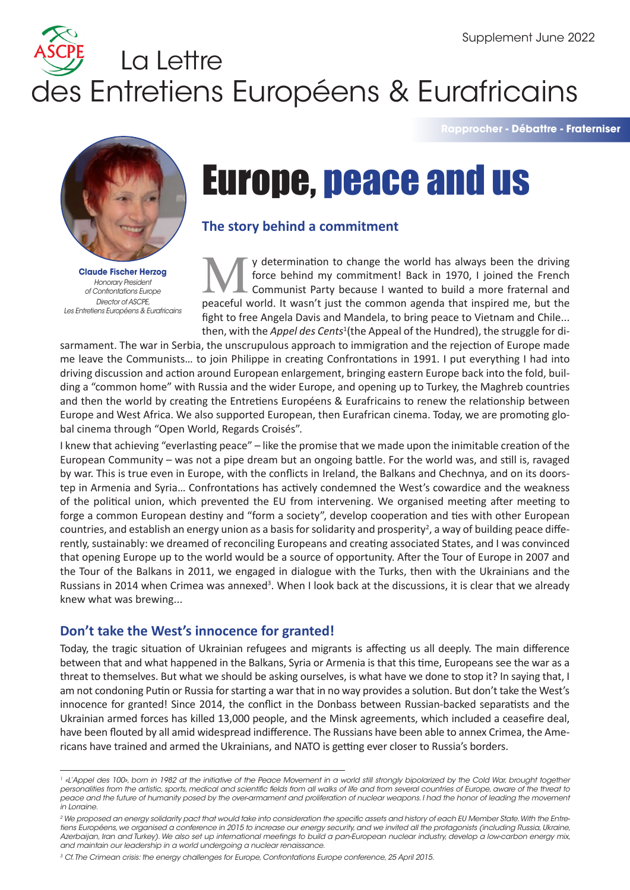Supplement June 2022

# La Lettre des Entretiens Européens & Eurafricains

Rapprocher - Débattre - Fraterniser

**Claude Fischer Herzog**
*Honorary President of Confrontations Europe*
*Director of ASCPE, Les Entretiens Européens & Eurafricains*

# Europe, peace and us

## The story behind a commitment

My determination to change the world has always been the driving force behind my commitment! Back in 1970, I joined the French Communist Party because I wanted to build a more fraternal and peaceful world. It wasn't just the common agenda that inspired me, but the fight to free Angela Davis and Mandela, to bring peace to Vietnam and Chile... then, with the *Appel des Cents*[1](the Appeal of the Hundred), the struggle for disarmament. The war in Serbia, the unscrupulous approach to immigration and the rejection of Europe made me leave the Communists… to join Philippe in creating Confrontations in 1991. I put everything I had into driving discussion and action around European enlargement, bringing eastern Europe back into the fold, building a "common home" with Russia and the wider Europe, and opening up to Turkey, the Maghreb countries and then the world by creating the Entretiens Européens & Eurafricains to renew the relationship between Europe and West Africa. We also supported European, then Eurafrican cinema. Today, we are promoting global cinema through "Open World, Regards Croisés".

I knew that achieving "everlasting peace" – like the promise that we made upon the inimitable creation of the European Community – was not a pipe dream but an ongoing battle. For the world was, and still is, ravaged by war. This is true even in Europe, with the conflicts in Ireland, the Balkans and Chechnya, and on its doorstep in Armenia and Syria… Confrontations has actively condemned the West's cowardice and the weakness of the political union, which prevented the EU from intervening. We organised meeting after meeting to forge a common European destiny and "form a society", develop cooperation and ties with other European countries, and establish an energy union as a basis for solidarity and prosperity[2], a way of building peace differently, sustainably: we dreamed of reconciling Europeans and creating associated States, and I was convinced that opening Europe up to the world would be a source of opportunity. After the Tour of Europe in 2007 and the Tour of the Balkans in 2011, we engaged in dialogue with the Turks, then with the Ukrainians and the Russians in 2014 when Crimea was annexed[3]. When I look back at the discussions, it is clear that we already knew what was brewing...

## Don't take the West's innocence for granted!

Today, the tragic situation of Ukrainian refugees and migrants is affecting us all deeply. The main difference between that and what happened in the Balkans, Syria or Armenia is that this time, Europeans see the war as a threat to themselves. But what we should be asking ourselves, is what have we done to stop it? In saying that, I am not condoning Putin or Russia for starting a war that in no way provides a solution. But don't take the West's innocence for granted! Since 2014, the conflict in the Donbass between Russian-backed separatists and the Ukrainian armed forces has killed 13,000 people, and the Minsk agreements, which included a ceasefire deal, have been flouted by all amid widespread indifference. The Russians have been able to annex Crimea, the Americans have trained and armed the Ukrainians, and NATO is getting ever closer to Russia's borders.

---

[1] *«L'Appel des 100», born in 1982 at the initiative of the Peace Movement in a world still strongly bipolarized by the Cold War, brought together personalities from the artistic, sports, medical and scientific fields from all walks of life and from several countries of Europe, aware of the threat to peace and the future of humanity posed by the over-armament and proliferation of nuclear weapons. I had the honor of leading the movement in Lorraine.*

[2] *We proposed an energy solidarity pact that would take into consideration the specific assets and history of each EU Member State. With the Entretiens Européens, we organised a conference in 2015 to increase our energy security, and we invited all the protagonists (including Russia, Ukraine, Azerbaijan, Iran and Turkey). We also set up international meetings to build a pan-European nuclear industry, develop a low-carbon energy mix, and maintain our leadership in a world undergoing a nuclear renaissance.*

[3] *Cf. The Crimean crisis: the energy challenges for Europe, Confrontations Europe conference, 25 April 2015.*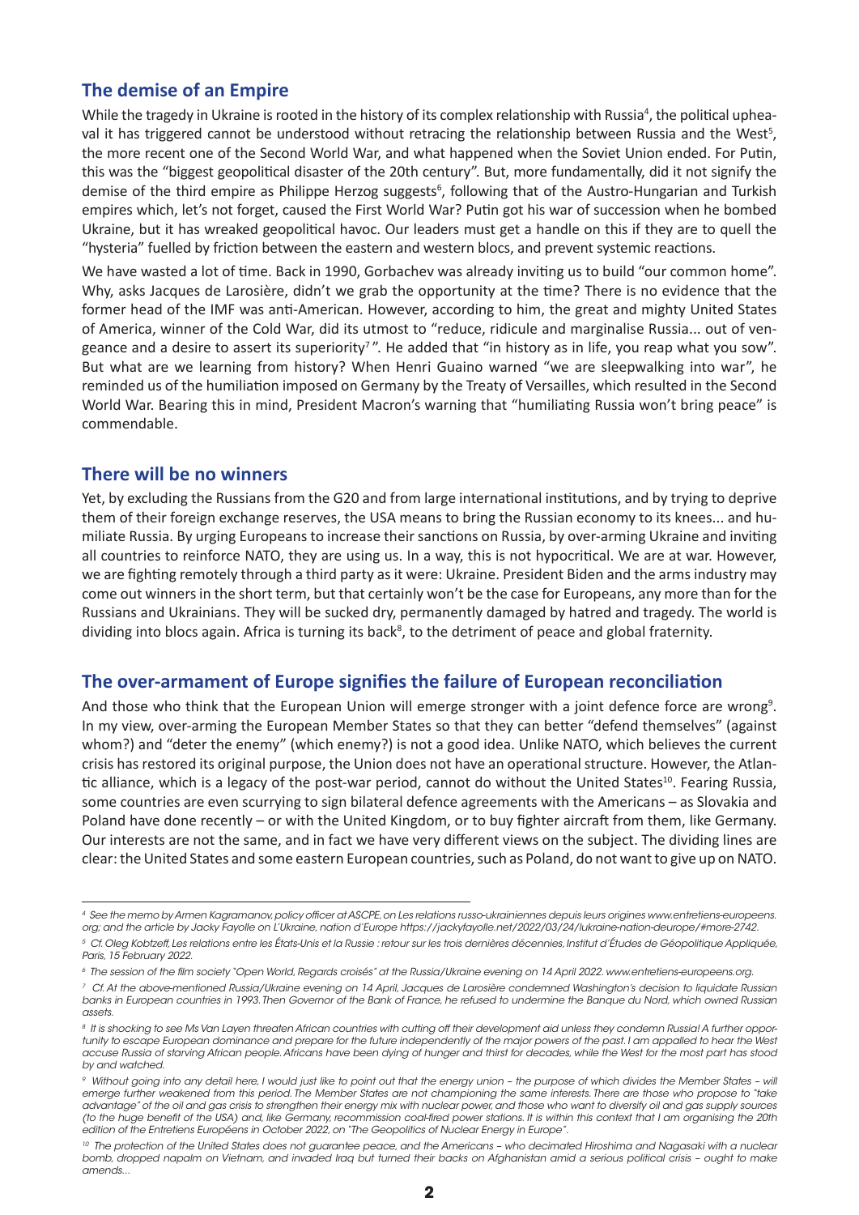## The demise of an Empire

While the tragedy in Ukraine is rooted in the history of its complex relationship with Russia[4], the political upheaval it has triggered cannot be understood without retracing the relationship between Russia and the West[5], the more recent one of the Second World War, and what happened when the Soviet Union ended. For Putin, this was the "biggest geopolitical disaster of the 20th century". But, more fundamentally, did it not signify the demise of the third empire as Philippe Herzog suggests[6], following that of the Austro-Hungarian and Turkish empires which, let's not forget, caused the First World War? Putin got his war of succession when he bombed Ukraine, but it has wreaked geopolitical havoc. Our leaders must get a handle on this if they are to quell the "hysteria" fuelled by friction between the eastern and western blocs, and prevent systemic reactions.

We have wasted a lot of time. Back in 1990, Gorbachev was already inviting us to build "our common home". Why, asks Jacques de Larosière, didn't we grab the opportunity at the time? There is no evidence that the former head of the IMF was anti-American. However, according to him, the great and mighty United States of America, winner of the Cold War, did its utmost to "reduce, ridicule and marginalise Russia... out of vengeance and a desire to assert its superiority[7]". He added that "in history as in life, you reap what you sow". But what are we learning from history? When Henri Guaino warned "we are sleepwalking into war", he reminded us of the humiliation imposed on Germany by the Treaty of Versailles, which resulted in the Second World War. Bearing this in mind, President Macron's warning that "humiliating Russia won't bring peace" is commendable.

## There will be no winners

Yet, by excluding the Russians from the G20 and from large international institutions, and by trying to deprive them of their foreign exchange reserves, the USA means to bring the Russian economy to its knees... and humiliate Russia. By urging Europeans to increase their sanctions on Russia, by over-arming Ukraine and inviting all countries to reinforce NATO, they are using us. In a way, this is not hypocritical. We are at war. However, we are fighting remotely through a third party as it were: Ukraine. President Biden and the arms industry may come out winners in the short term, but that certainly won't be the case for Europeans, any more than for the Russians and Ukrainians. They will be sucked dry, permanently damaged by hatred and tragedy. The world is dividing into blocs again. Africa is turning its back[8], to the detriment of peace and global fraternity.

## The over-armament of Europe signifies the failure of European reconciliation

And those who think that the European Union will emerge stronger with a joint defence force are wrong[9]. In my view, over-arming the European Member States so that they can better "defend themselves" (against whom?) and "deter the enemy" (which enemy?) is not a good idea. Unlike NATO, which believes the current crisis has restored its original purpose, the Union does not have an operational structure. However, the Atlantic alliance, which is a legacy of the post-war period, cannot do without the United States[10]. Fearing Russia, some countries are even scurrying to sign bilateral defence agreements with the Americans – as Slovakia and Poland have done recently – or with the United Kingdom, or to buy fighter aircraft from them, like Germany. Our interests are not the same, and in fact we have very different views on the subject. The dividing lines are clear: the United States and some eastern European countries, such as Poland, do not want to give up on NATO.

---

[4] *See the memo by Armen Kagramanov, policy officer at ASCPE, on Les relations russo-ukrainiennes depuis leurs origines www.entretiens-europeens.org; and the article by Jacky Fayolle on L'Ukraine, nation d'Europe https://jackyfayolle.net/2022/03/24/lukraine-nation-deurope/#more-2742.*

[5] *Cf. Oleg Kobtzeff, Les relations entre les États-Unis et la Russie : retour sur les trois dernières décennies, Institut d'Études de Géopolitique Appliquée, Paris, 15 February 2022.*

[6] *The session of the film society "Open World, Regards croisés" at the Russia/Ukraine evening on 14 April 2022. www.entretiens-europeens.org.*

[7] *Cf. At the above-mentioned Russia/Ukraine evening on 14 April, Jacques de Larosière condemned Washington's decision to liquidate Russian banks in European countries in 1993. Then Governor of the Bank of France, he refused to undermine the Banque du Nord, which owned Russian assets.*

[8] *It is shocking to see Ms Van Layen threaten African countries with cutting off their development aid unless they condemn Russia! A further opportunity to escape European dominance and prepare for the future independently of the major powers of the past. I am appalled to hear the West accuse Russia of starving African people. Africans have been dying of hunger and thirst for decades, while the West for the most part has stood by and watched.*

[9] *Without going into any detail here, I would just like to point out that the energy union – the purpose of which divides the Member States – will emerge further weakened from this period. The Member States are not championing the same interests. There are those who propose to "take advantage" of the oil and gas crisis to strengthen their energy mix with nuclear power, and those who want to diversify oil and gas supply sources (to the huge benefit of the USA) and, like Germany, recommission coal-fired power stations. It is within this context that I am organising the 20th edition of the Entretiens Européens in October 2022, on "The Geopolitics of Nuclear Energy in Europe".*

[10] *The protection of the United States does not guarantee peace, and the Americans – who decimated Hiroshima and Nagasaki with a nuclear bomb, dropped napalm on Vietnam, and invaded Iraq but turned their backs on Afghanistan amid a serious political crisis – ought to make amends...*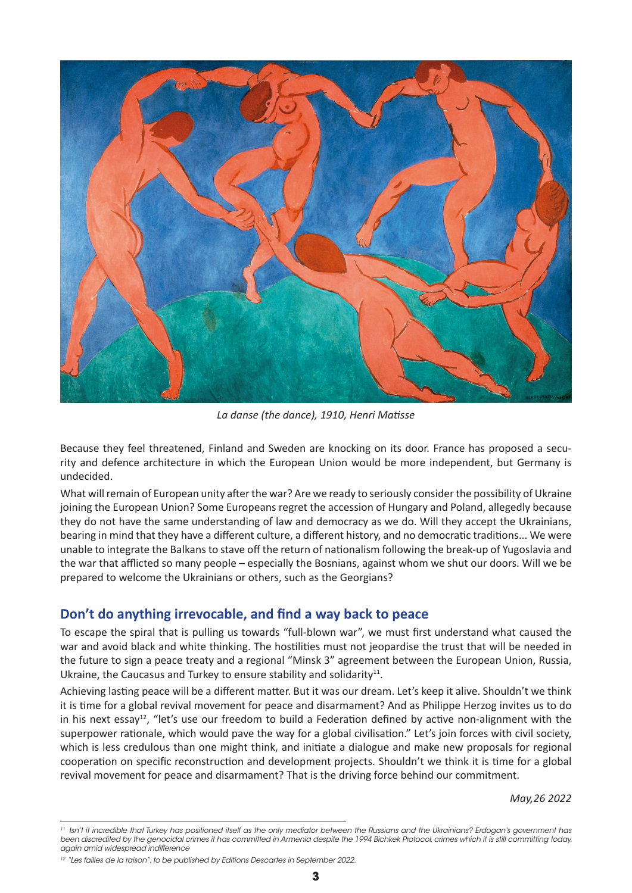*La danse (the dance), 1910, Henri Matisse*

Because they feel threatened, Finland and Sweden are knocking on its door. France has proposed a security and defence architecture in which the European Union would be more independent, but Germany is undecided.

What will remain of European unity after the war? Are we ready to seriously consider the possibility of Ukraine joining the European Union? Some Europeans regret the accession of Hungary and Poland, allegedly because they do not have the same understanding of law and democracy as we do. Will they accept the Ukrainians, bearing in mind that they have a different culture, a different history, and no democratic traditions... We were unable to integrate the Balkans to stave off the return of nationalism following the break-up of Yugoslavia and the war that afflicted so many people – especially the Bosnians, against whom we shut our doors. Will we be prepared to welcome the Ukrainians or others, such as the Georgians?

## Don't do anything irrevocable, and find a way back to peace

To escape the spiral that is pulling us towards "full-blown war", we must first understand what caused the war and avoid black and white thinking. The hostilities must not jeopardise the trust that will be needed in the future to sign a peace treaty and a regional "Minsk 3" agreement between the European Union, Russia, Ukraine, the Caucasus and Turkey to ensure stability and solidarity[11].

Achieving lasting peace will be a different matter. But it was our dream. Let's keep it alive. Shouldn't we think it is time for a global revival movement for peace and disarmament? And as Philippe Herzog invites us to do in his next essay[12], "let's use our freedom to build a Federation defined by active non-alignment with the superpower rationale, which would pave the way for a global civilisation." Let's join forces with civil society, which is less credulous than one might think, and initiate a dialogue and make new proposals for regional cooperation on specific reconstruction and development projects. Shouldn't we think it is time for a global revival movement for peace and disarmament? That is the driving force behind our commitment.

*May,26 2022*

---

[11] *Isn't it incredible that Turkey has positioned itself as the only mediator between the Russians and the Ukrainians? Erdogan's government has been discredited by the genocidal crimes it has committed in Armenia despite the 1994 Bichkek Protocol, crimes which it is still committing today, again amid widespread indifference*

[12] *"Les failles de la raison", to be published by Editions Descartes in September 2022.*